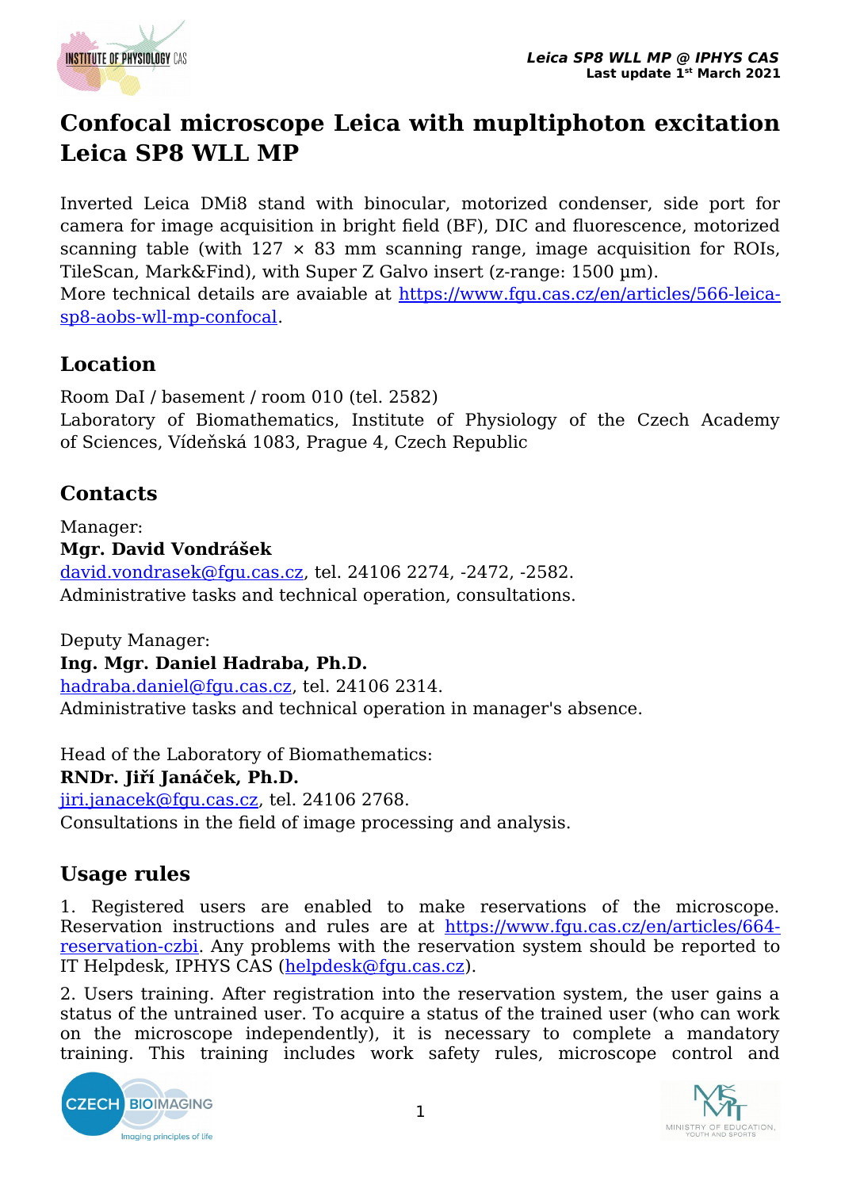# Confocal microscope Leica with mupltiphoton excitation Leica SP8 WLL MP

Inverted Leica DMi8 stand with binocular, motorized condenser, side port for camera for image acquisition in bright field (BF), DIC and fluorescence, motorized scanning table (with 127 × 83 mm scanning range, image acquisition for ROIs, TileScan, Mark&Find), with Super Z Galvo insert (z-range: 1500 µm).
More technical details are avaiable at https://www.fgu.cas.cz/en/articles/566-leica-sp8-aobs-wll-mp-confocal.

## Location

Room DaI / basement / room 010 (tel. 2582)
Laboratory of Biomathematics, Institute of Physiology of the Czech Academy of Sciences, Vídeňská 1083, Prague 4, Czech Republic

## Contacts

Manager:
**Mgr. David Vondrášek**
david.vondrasek@fgu.cas.cz, tel. 24106 2274, -2472, -2582.
Administrative tasks and technical operation, consultations.

Deputy Manager:
**Ing. Mgr. Daniel Hadraba, Ph.D.**
hadraba.daniel@fgu.cas.cz, tel. 24106 2314.
Administrative tasks and technical operation in manager's absence.

Head of the Laboratory of Biomathematics:
**RNDr. Jiří Janáček, Ph.D.**
jiri.janacek@fgu.cas.cz, tel. 24106 2768.
Consultations in the field of image processing and analysis.

## Usage rules

1. Registered users are enabled to make reservations of the microscope. Reservation instructions and rules are at https://www.fgu.cas.cz/en/articles/664-reservation-czbi. Any problems with the reservation system should be reported to IT Helpdesk, IPHYS CAS (helpdesk@fgu.cas.cz).

2. Users training. After registration into the reservation system, the user gains a status of the untrained user. To acquire a status of the trained user (who can work on the microscope independently), it is necessary to complete a mandatory training. This training includes work safety rules, microscope control and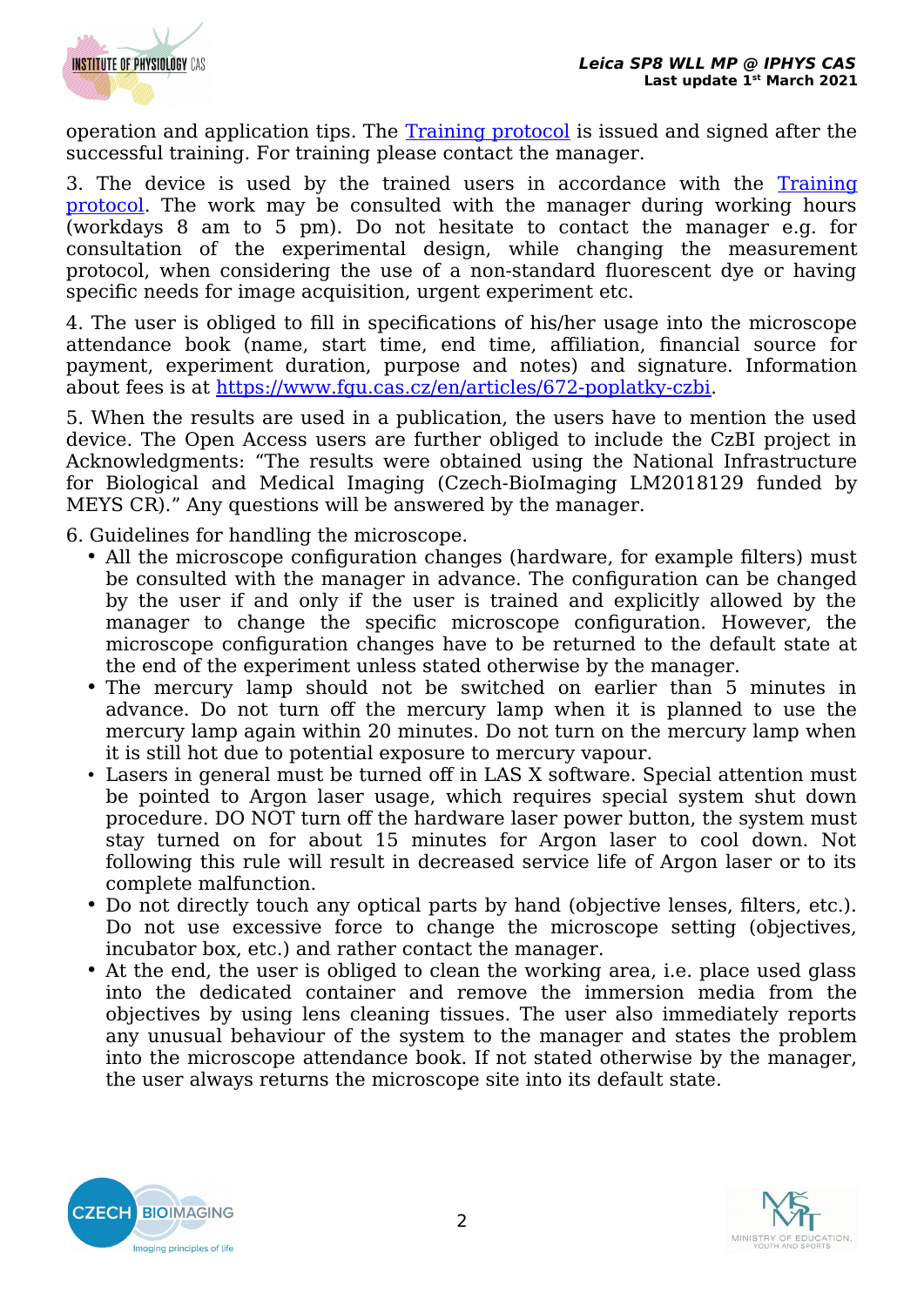operation and application tips. The [Training protocol](#) is issued and signed after the successful training. For training please contact the manager.

3. The device is used by the trained users in accordance with the [Training protocol](#). The work may be consulted with the manager during working hours (workdays 8 am to 5 pm). Do not hesitate to contact the manager e.g. for consultation of the experimental design, while changing the measurement protocol, when considering the use of a non-standard fluorescent dye or having specific needs for image acquisition, urgent experiment etc.

4. The user is obliged to fill in specifications of his/her usage into the microscope attendance book (name, start time, end time, affiliation, financial source for payment, experiment duration, purpose and notes) and signature. Information about fees is at [https://www.fgu.cas.cz/en/articles/672-poplatky-czbi](https://www.fgu.cas.cz/en/articles/672-poplatky-czbi).

5. When the results are used in a publication, the users have to mention the used device. The Open Access users are further obliged to include the CzBI project in Acknowledgments: "The results were obtained using the National Infrastructure for Biological and Medical Imaging (Czech-BioImaging LM2018129 funded by MEYS CR)." Any questions will be answered by the manager.

6. Guidelines for handling the microscope.
   - All the microscope configuration changes (hardware, for example filters) must be consulted with the manager in advance. The configuration can be changed by the user if and only if the user is trained and explicitly allowed by the manager to change the specific microscope configuration. However, the microscope configuration changes have to be returned to the default state at the end of the experiment unless stated otherwise by the manager.
   - The mercury lamp should not be switched on earlier than 5 minutes in advance. Do not turn off the mercury lamp when it is planned to use the mercury lamp again within 20 minutes. Do not turn on the mercury lamp when it is still hot due to potential exposure to mercury vapour.
   - Lasers in general must be turned off in LAS X software. Special attention must be pointed to Argon laser usage, which requires special system shut down procedure. DO NOT turn off the hardware laser power button, the system must stay turned on for about 15 minutes for Argon laser to cool down. Not following this rule will result in decreased service life of Argon laser or to its complete malfunction.
   - Do not directly touch any optical parts by hand (objective lenses, filters, etc.). Do not use excessive force to change the microscope setting (objectives, incubator box, etc.) and rather contact the manager.
   - At the end, the user is obliged to clean the working area, i.e. place used glass into the dedicated container and remove the immersion media from the objectives by using lens cleaning tissues. The user also immediately reports any unusual behaviour of the system to the manager and states the problem into the microscope attendance book. If not stated otherwise by the manager, the user always returns the microscope site into its default state.